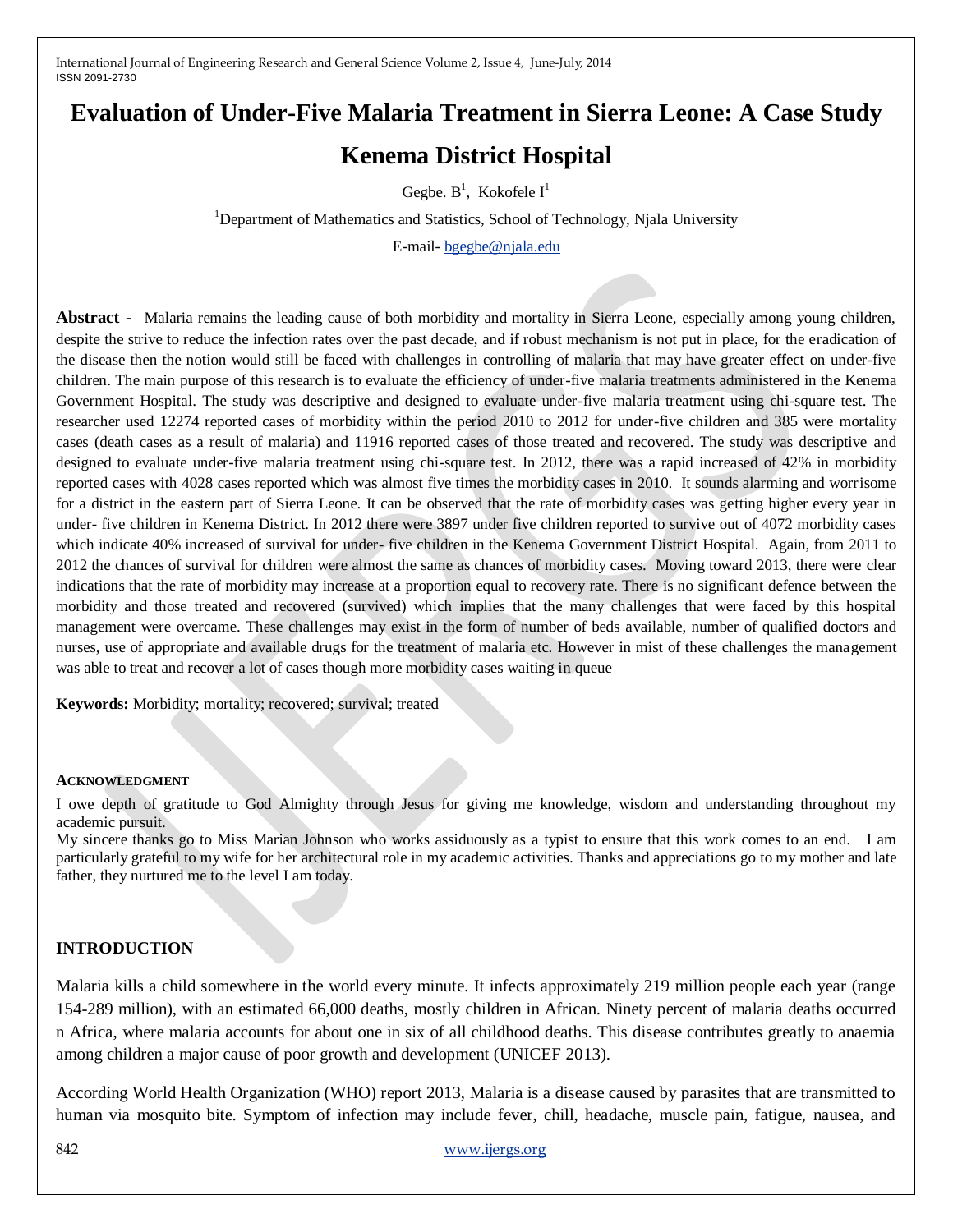# Evaluation of Under-Five Malaria Treatment in Sierra Leone: A Case Study Kenema District Hospital

Gegbe. B[1], Kokofele I[1]

[1]Department of Mathematics and Statistics, School of Technology, Njala University

E-mail- bgegbe@njala.edu

**Abstract -** Malaria remains the leading cause of both morbidity and mortality in Sierra Leone, especially among young children, despite the strive to reduce the infection rates over the past decade, and if robust mechanism is not put in place, for the eradication of the disease then the notion would still be faced with challenges in controlling of malaria that may have greater effect on under-five children. The main purpose of this research is to evaluate the efficiency of under-five malaria treatments administered in the Kenema Government Hospital. The study was descriptive and designed to evaluate under-five malaria treatment using chi-square test. The researcher used 12274 reported cases of morbidity within the period 2010 to 2012 for under-five children and 385 were mortality cases (death cases as a result of malaria) and 11916 reported cases of those treated and recovered. The study was descriptive and designed to evaluate under-five malaria treatment using chi-square test. In 2012, there was a rapid increased of 42% in morbidity reported cases with 4028 cases reported which was almost five times the morbidity cases in 2010. It sounds alarming and worrisome for a district in the eastern part of Sierra Leone. It can be observed that the rate of morbidity cases was getting higher every year in under- five children in Kenema District. In 2012 there were 3897 under five children reported to survive out of 4072 morbidity cases which indicate 40% increased of survival for under- five children in the Kenema Government District Hospital. Again, from 2011 to 2012 the chances of survival for children were almost the same as chances of morbidity cases. Moving toward 2013, there were clear indications that the rate of morbidity may increase at a proportion equal to recovery rate. There is no significant defence between the morbidity and those treated and recovered (survived) which implies that the many challenges that were faced by this hospital management were overcame. These challenges may exist in the form of number of beds available, number of qualified doctors and nurses, use of appropriate and available drugs for the treatment of malaria etc. However in mist of these challenges the management was able to treat and recover a lot of cases though more morbidity cases waiting in queue

**Keywords:** Morbidity; mortality; recovered; survival; treated

### ACKNOWLEDGMENT

I owe depth of gratitude to God Almighty through Jesus for giving me knowledge, wisdom and understanding throughout my academic pursuit.

My sincere thanks go to Miss Marian Johnson who works assiduously as a typist to ensure that this work comes to an end. I am particularly grateful to my wife for her architectural role in my academic activities. Thanks and appreciations go to my mother and late father, they nurtured me to the level I am today.

## INTRODUCTION

Malaria kills a child somewhere in the world every minute. It infects approximately 219 million people each year (range 154-289 million), with an estimated 66,000 deaths, mostly children in African. Ninety percent of malaria deaths occurred n Africa, where malaria accounts for about one in six of all childhood deaths. This disease contributes greatly to anaemia among children a major cause of poor growth and development (UNICEF 2013).

According World Health Organization (WHO) report 2013, Malaria is a disease caused by parasites that are transmitted to human via mosquito bite. Symptom of infection may include fever, chill, headache, muscle pain, fatigue, nausea, and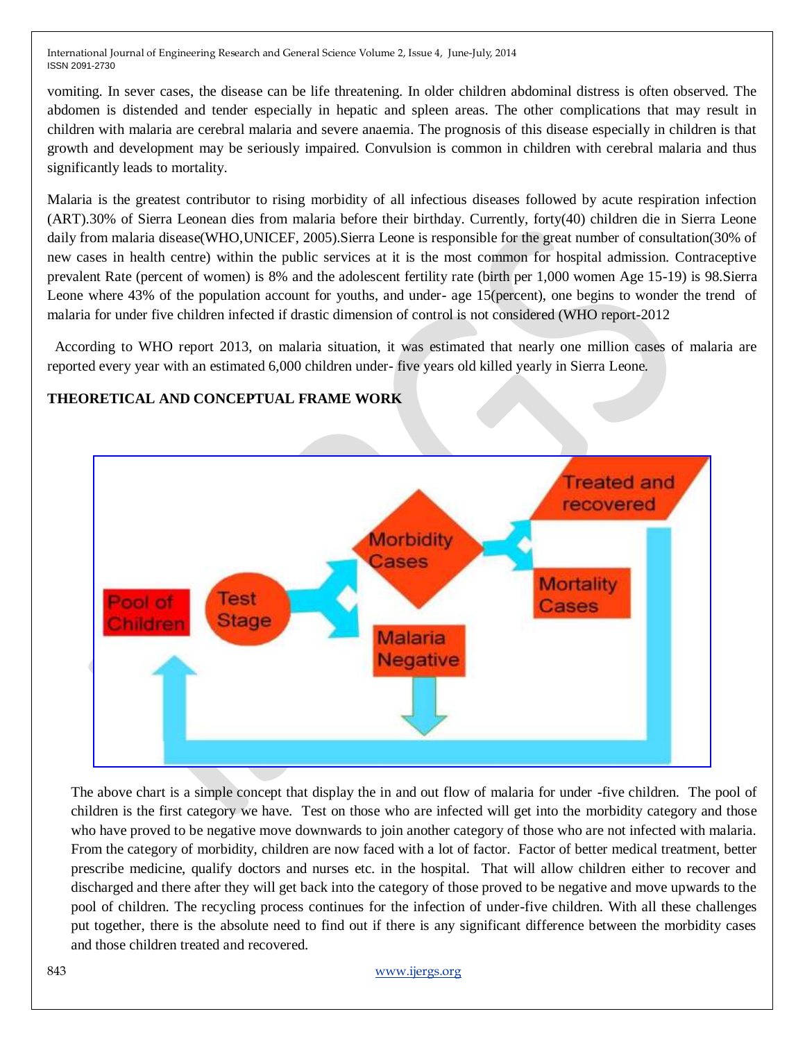vomiting. In sever cases, the disease can be life threatening. In older children abdominal distress is often observed. The abdomen is distended and tender especially in hepatic and spleen areas. The other complications that may result in children with malaria are cerebral malaria and severe anaemia. The prognosis of this disease especially in children is that growth and development may be seriously impaired. Convulsion is common in children with cerebral malaria and thus significantly leads to mortality.

Malaria is the greatest contributor to rising morbidity of all infectious diseases followed by acute respiration infection (ART).30% of Sierra Leonean dies from malaria before their birthday. Currently, forty(40) children die in Sierra Leone daily from malaria disease(WHO,UNICEF, 2005).Sierra Leone is responsible for the great number of consultation(30% of new cases in health centre) within the public services at it is the most common for hospital admission. Contraceptive prevalent Rate (percent of women) is 8% and the adolescent fertility rate (birth per 1,000 women Age 15-19) is 98.Sierra Leone where 43% of the population account for youths, and under- age 15(percent), one begins to wonder the trend of malaria for under five children infected if drastic dimension of control is not considered (WHO report-2012

According to WHO report 2013, on malaria situation, it was estimated that nearly one million cases of malaria are reported every year with an estimated 6,000 children under- five years old killed yearly in Sierra Leone.

**THEORETICAL AND CONCEPTUAL FRAME WORK**

Pool of Children → Test Stage → Morbidity Cases / Malaria Negative; Morbidity Cases → Treated and recovered / Mortality Cases

The above chart is a simple concept that display the in and out flow of malaria for under -five children. The pool of children is the first category we have. Test on those who are infected will get into the morbidity category and those who have proved to be negative move downwards to join another category of those who are not infected with malaria. From the category of morbidity, children are now faced with a lot of factor. Factor of better medical treatment, better prescribe medicine, qualify doctors and nurses etc. in the hospital. That will allow children either to recover and discharged and there after they will get back into the category of those proved to be negative and move upwards to the pool of children. The recycling process continues for the infection of under-five children. With all these challenges put together, there is the absolute need to find out if there is any significant difference between the morbidity cases and those children treated and recovered.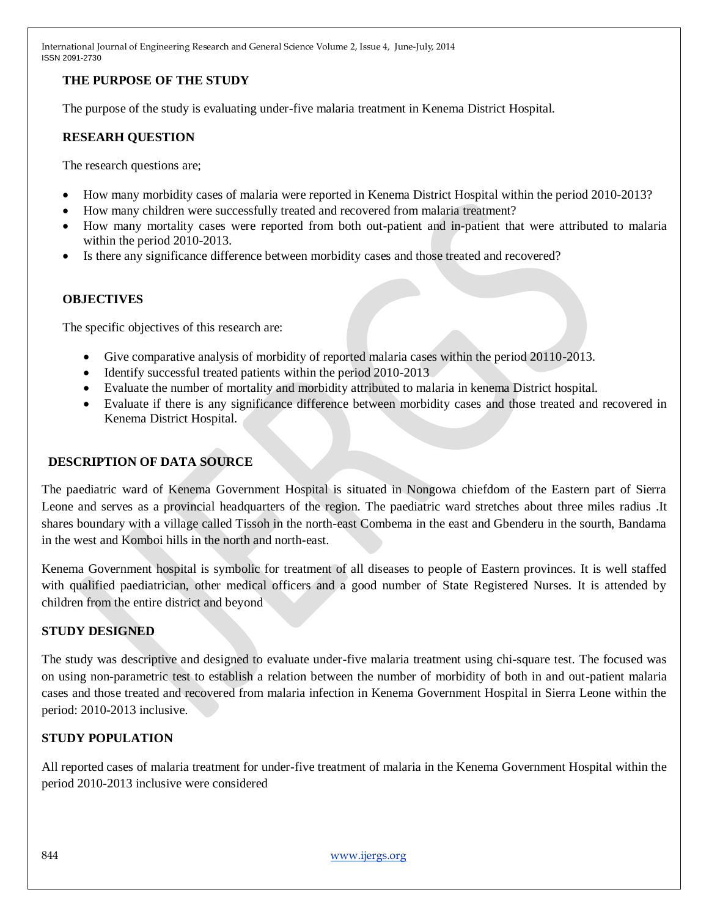## THE PURPOSE OF THE STUDY

The purpose of the study is evaluating under-five malaria treatment in Kenema District Hospital.

## RESEARH QUESTION

The research questions are;

- How many morbidity cases of malaria were reported in Kenema District Hospital within the period 2010-2013?
- How many children were successfully treated and recovered from malaria treatment?
- How many mortality cases were reported from both out-patient and in-patient that were attributed to malaria within the period 2010-2013.
- Is there any significance difference between morbidity cases and those treated and recovered?

## OBJECTIVES

The specific objectives of this research are:

- Give comparative analysis of morbidity of reported malaria cases within the period 20110-2013.
- Identify successful treated patients within the period 2010-2013
- Evaluate the number of mortality and morbidity attributed to malaria in kenema District hospital.
- Evaluate if there is any significance difference between morbidity cases and those treated and recovered in Kenema District Hospital.

## DESCRIPTION OF DATA SOURCE

The paediatric ward of Kenema Government Hospital is situated in Nongowa chiefdom of the Eastern part of Sierra Leone and serves as a provincial headquarters of the region. The paediatric ward stretches about three miles radius .It shares boundary with a village called Tissoh in the north-east Combema in the east and Gbenderu in the sourth, Bandama in the west and Komboi hills in the north and north-east.

Kenema Government hospital is symbolic for treatment of all diseases to people of Eastern provinces. It is well staffed with qualified paediatrician, other medical officers and a good number of State Registered Nurses. It is attended by children from the entire district and beyond

## STUDY DESIGNED

The study was descriptive and designed to evaluate under-five malaria treatment using chi-square test. The focused was on using non-parametric test to establish a relation between the number of morbidity of both in and out-patient malaria cases and those treated and recovered from malaria infection in Kenema Government Hospital in Sierra Leone within the period: 2010-2013 inclusive.

## STUDY POPULATION

All reported cases of malaria treatment for under-five treatment of malaria in the Kenema Government Hospital within the period 2010-2013 inclusive were considered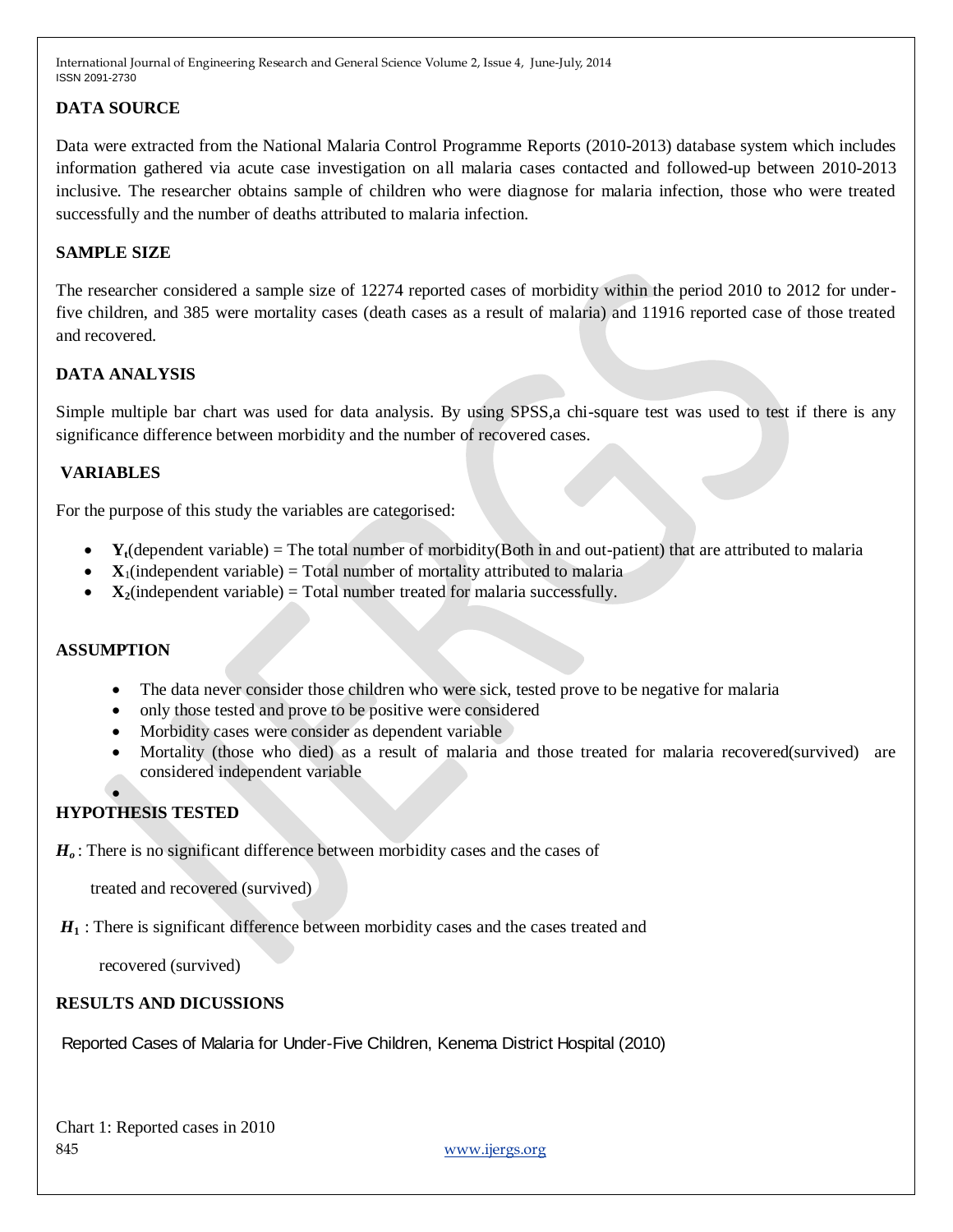## DATA SOURCE

Data were extracted from the National Malaria Control Programme Reports (2010-2013) database system which includes information gathered via acute case investigation on all malaria cases contacted and followed-up between 2010-2013 inclusive. The researcher obtains sample of children who were diagnose for malaria infection, those who were treated successfully and the number of deaths attributed to malaria infection.

## SAMPLE SIZE

The researcher considered a sample size of 12274 reported cases of morbidity within the period 2010 to 2012 for under-five children, and 385 were mortality cases (death cases as a result of malaria) and 11916 reported case of those treated and recovered.

## DATA ANALYSIS

Simple multiple bar chart was used for data analysis. By using SPSS,a chi-square test was used to test if there is any significance difference between morbidity and the number of recovered cases.

## VARIABLES

For the purpose of this study the variables are categorised:

- $\mathbf{Y_t}$(dependent variable) = The total number of morbidity(Both in and out-patient) that are attributed to malaria
- $\mathbf{X_1}$(independent variable) = Total number of mortality attributed to malaria
- $\mathbf{X_2}$(independent variable) = Total number treated for malaria successfully.

## ASSUMPTION

- The data never consider those children who were sick, tested prove to be negative for malaria
- only those tested and prove to be positive were considered
- Morbidity cases were consider as dependent variable
- Mortality (those who died) as a result of malaria and those treated for malaria recovered(survived) are considered independent variable

## HYPOTHESIS TESTED

$H_o$ : There is no significant difference between morbidity cases and the cases of treated and recovered (survived)

$H_1$ : There is significant difference between morbidity cases and the cases treated and recovered (survived)

## RESULTS AND DICUSSIONS

Reported Cases of Malaria for Under-Five Children, Kenema District Hospital (2010)

Chart 1: Reported cases in 2010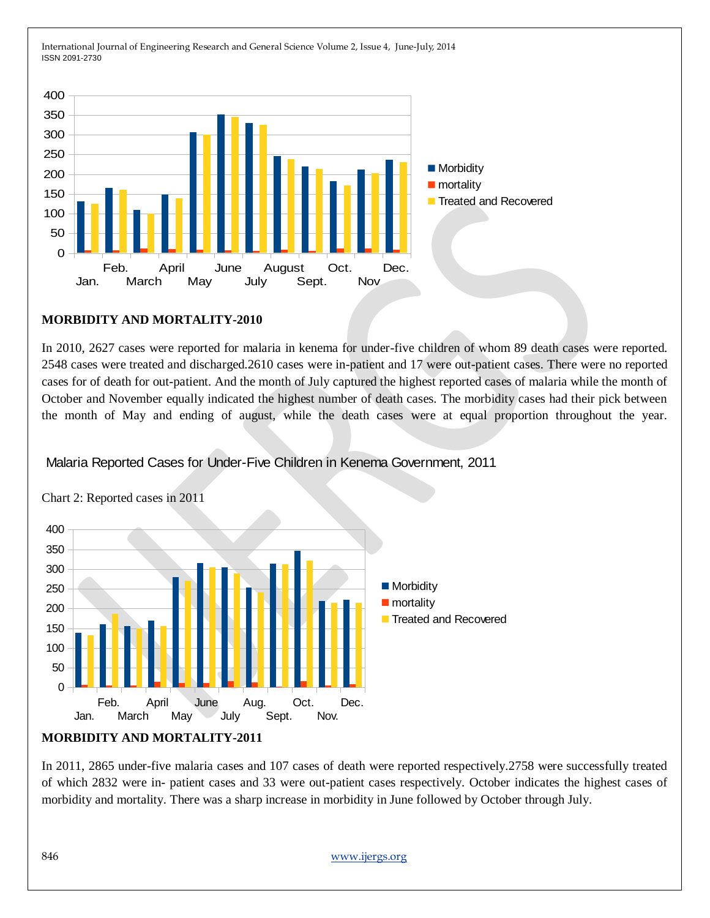## MORBIDITY AND MORTALITY-2010

In 2010, 2627 cases were reported for malaria in kenema for under-five children of whom 89 death cases were reported. 2548 cases were treated and discharged.2610 cases were in-patient and 17 were out-patient cases. There were no reported cases for of death for out-patient. And the month of July captured the highest reported cases of malaria while the month of October and November equally indicated the highest number of death cases. The morbidity cases had their pick between the month of May and ending of august, while the death cases were at equal proportion throughout the year.

## Malaria Reported Cases for Under-Five Children in Kenema Government, 2011

Chart 2: Reported cases in 2011

## MORBIDITY AND MORTALITY-2011

In 2011, 2865 under-five malaria cases and 107 cases of death were reported respectively.2758 were successfully treated of which 2832 were in- patient cases and 33 were out-patient cases respectively. October indicates the highest cases of morbidity and mortality. There was a sharp increase in morbidity in June followed by October through July.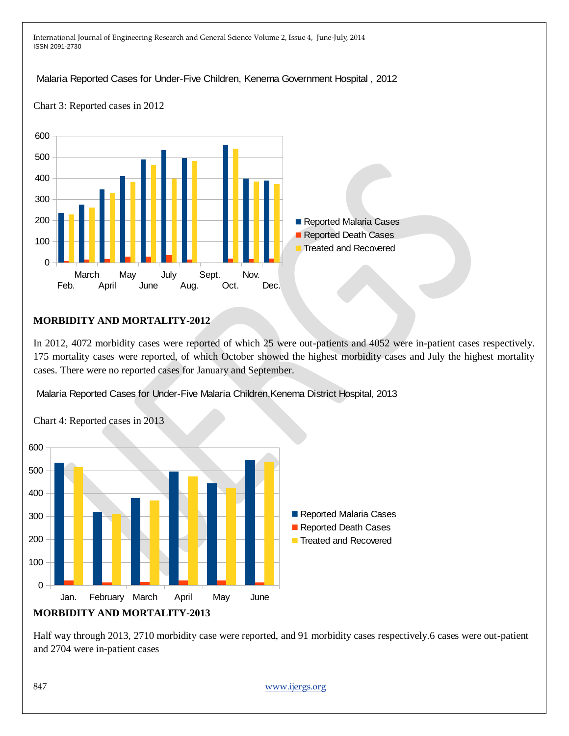Malaria Reported Cases for Under-Five Children, Kenema Government Hospital , 2012

Chart 3: Reported cases in 2012

**MORBIDITY AND MORTALITY-2012**

In 2012, 4072 morbidity cases were reported of which 25 were out-patients and 4052 were in-patient cases respectively. 175 mortality cases were reported, of which October showed the highest morbidity cases and July the highest mortality cases. There were no reported cases for January and September.

Malaria Reported Cases for Under-Five Malaria Children,Kenema District Hospital, 2013

Chart 4: Reported cases in 2013

**MORBIDITY AND MORTALITY-2013**

Half way through 2013, 2710 morbidity case were reported, and 91 morbidity cases respectively.6 cases were out-patient and 2704 were in-patient cases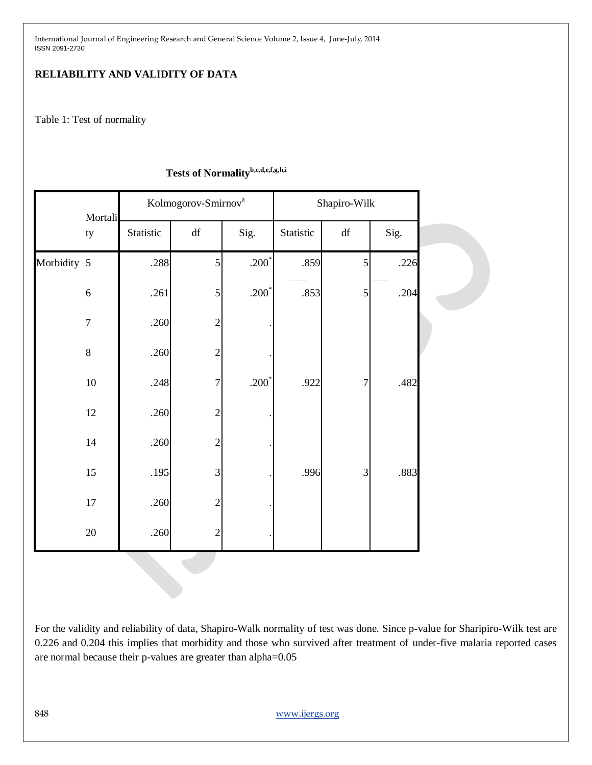## RELIABILITY AND VALIDITY OF DATA

Table 1: Test of normality

**Tests of Normality[b,c,d,e,f,g,h,i]**

| | Mortality | Kolmogorov-Smirnov[a] | | | Shapiro-Wilk | | |
|---|---|---|---|---|---|---|---|
| | | Statistic | df | Sig. | Statistic | df | Sig. |
| Morbidity | 5 | .288 | 5 | .200* | .859 | 5 | .226 |
| | 6 | .261 | 5 | .200* | .853 | 5 | .204 |
| | 7 | .260 | 2 | . | | | |
| | 8 | .260 | 2 | . | | | |
| | 10 | .248 | 7 | .200* | .922 | 7 | .482 |
| | 12 | .260 | 2 | . | | | |
| | 14 | .260 | 2 | . | | | |
| | 15 | .195 | 3 | . | .996 | 3 | .883 |
| | 17 | .260 | 2 | . | | | |
| | 20 | .260 | 2 | . | | | |

For the validity and reliability of data, Shapiro-Walk normality of test was done. Since p-value for Sharipiro-Wilk test are 0.226 and 0.204 this implies that morbidity and those who survived after treatment of under-five malaria reported cases are normal because their p-values are greater than alpha=0.05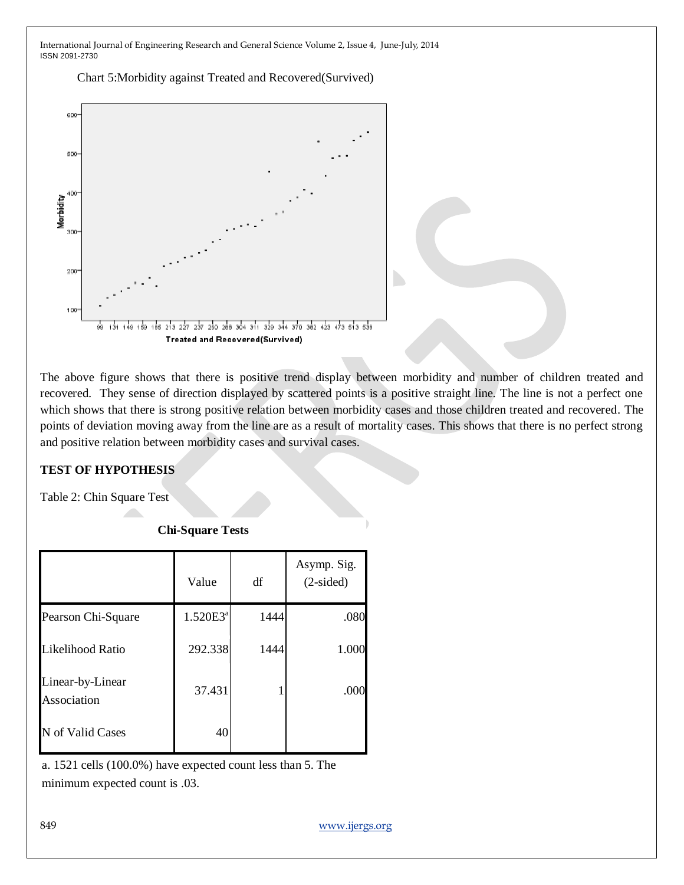Chart 5:Morbidity against Treated and Recovered(Survived)

The above figure shows that there is positive trend display between morbidity and number of children treated and recovered. They sense of direction displayed by scattered points is a positive straight line. The line is not a perfect one which shows that there is strong positive relation between morbidity cases and those children treated and recovered. The points of deviation moving away from the line are as a result of mortality cases. This shows that there is no perfect strong and positive relation between morbidity cases and survival cases.

## TEST OF HYPOTHESIS

Table 2: Chin Square Test

**Chi-Square Tests**

| | Value | df | Asymp. Sig. (2-sided) |
|---|---|---|---|
| Pearson Chi-Square | 1.520E3[a] | 1444 | .080 |
| Likelihood Ratio | 292.338 | 1444 | 1.000 |
| Linear-by-Linear Association | 37.431 | 1 | .000 |
| N of Valid Cases | 40 | | |

a. 1521 cells (100.0%) have expected count less than 5. The minimum expected count is .03.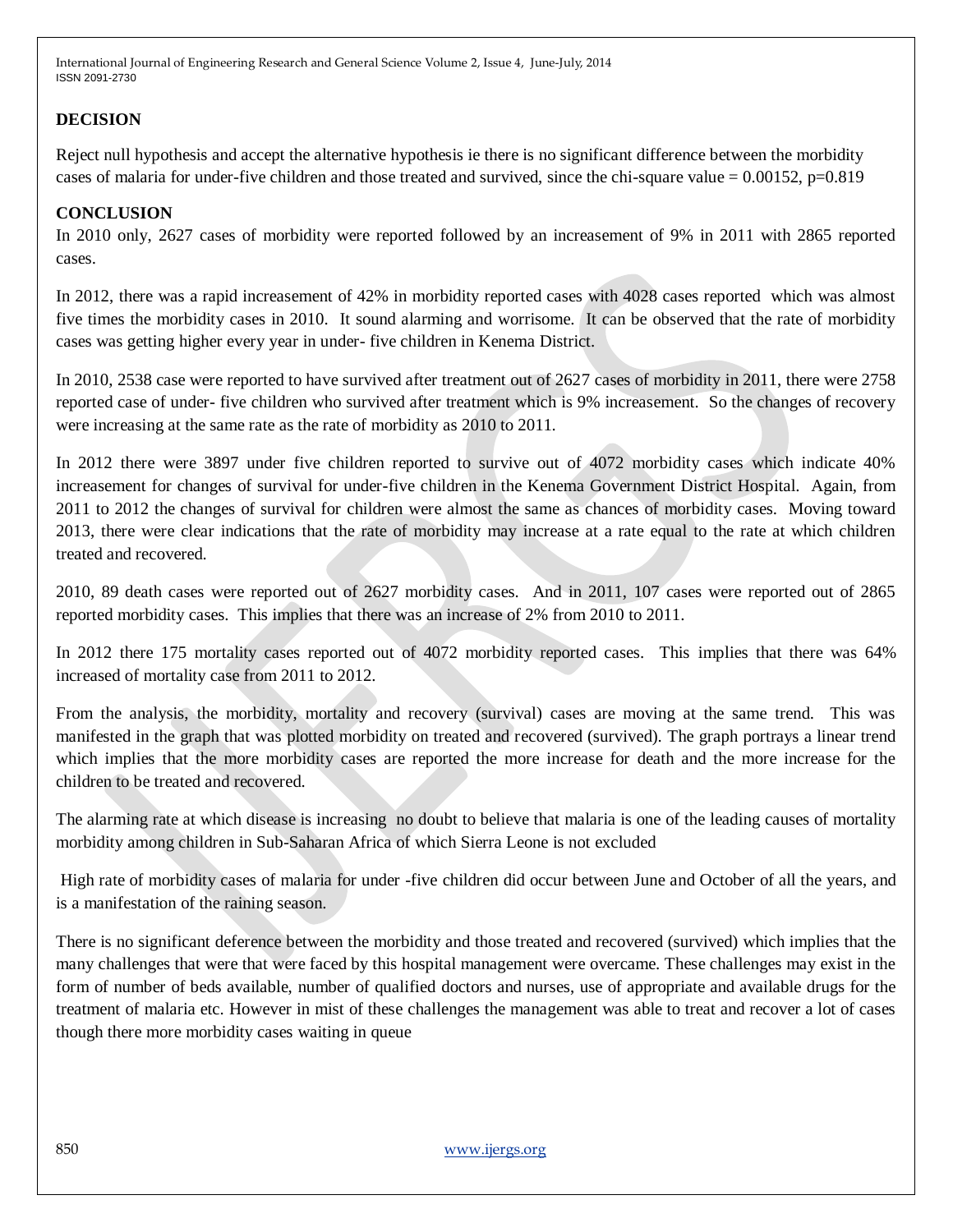## DECISION

Reject null hypothesis and accept the alternative hypothesis ie there is no significant difference between the morbidity cases of malaria for under-five children and those treated and survived, since the chi-square value = 0.00152, p=0.819

## CONCLUSION

In 2010 only, 2627 cases of morbidity were reported followed by an increasement of 9% in 2011 with 2865 reported cases.

In 2012, there was a rapid increasement of 42% in morbidity reported cases with 4028 cases reported which was almost five times the morbidity cases in 2010. It sound alarming and worrisome. It can be observed that the rate of morbidity cases was getting higher every year in under- five children in Kenema District.

In 2010, 2538 case were reported to have survived after treatment out of 2627 cases of morbidity in 2011, there were 2758 reported case of under- five children who survived after treatment which is 9% increasement. So the changes of recovery were increasing at the same rate as the rate of morbidity as 2010 to 2011.

In 2012 there were 3897 under five children reported to survive out of 4072 morbidity cases which indicate 40% increasement for changes of survival for under-five children in the Kenema Government District Hospital. Again, from 2011 to 2012 the changes of survival for children were almost the same as chances of morbidity cases. Moving toward 2013, there were clear indications that the rate of morbidity may increase at a rate equal to the rate at which children treated and recovered.

2010, 89 death cases were reported out of 2627 morbidity cases. And in 2011, 107 cases were reported out of 2865 reported morbidity cases. This implies that there was an increase of 2% from 2010 to 2011.

In 2012 there 175 mortality cases reported out of 4072 morbidity reported cases. This implies that there was 64% increased of mortality case from 2011 to 2012.

From the analysis, the morbidity, mortality and recovery (survival) cases are moving at the same trend. This was manifested in the graph that was plotted morbidity on treated and recovered (survived). The graph portrays a linear trend which implies that the more morbidity cases are reported the more increase for death and the more increase for the children to be treated and recovered.

The alarming rate at which disease is increasing no doubt to believe that malaria is one of the leading causes of mortality morbidity among children in Sub-Saharan Africa of which Sierra Leone is not excluded

High rate of morbidity cases of malaria for under -five children did occur between June and October of all the years, and is a manifestation of the raining season.

There is no significant deference between the morbidity and those treated and recovered (survived) which implies that the many challenges that were that were faced by this hospital management were overcame. These challenges may exist in the form of number of beds available, number of qualified doctors and nurses, use of appropriate and available drugs for the treatment of malaria etc. However in mist of these challenges the management was able to treat and recover a lot of cases though there more morbidity cases waiting in queue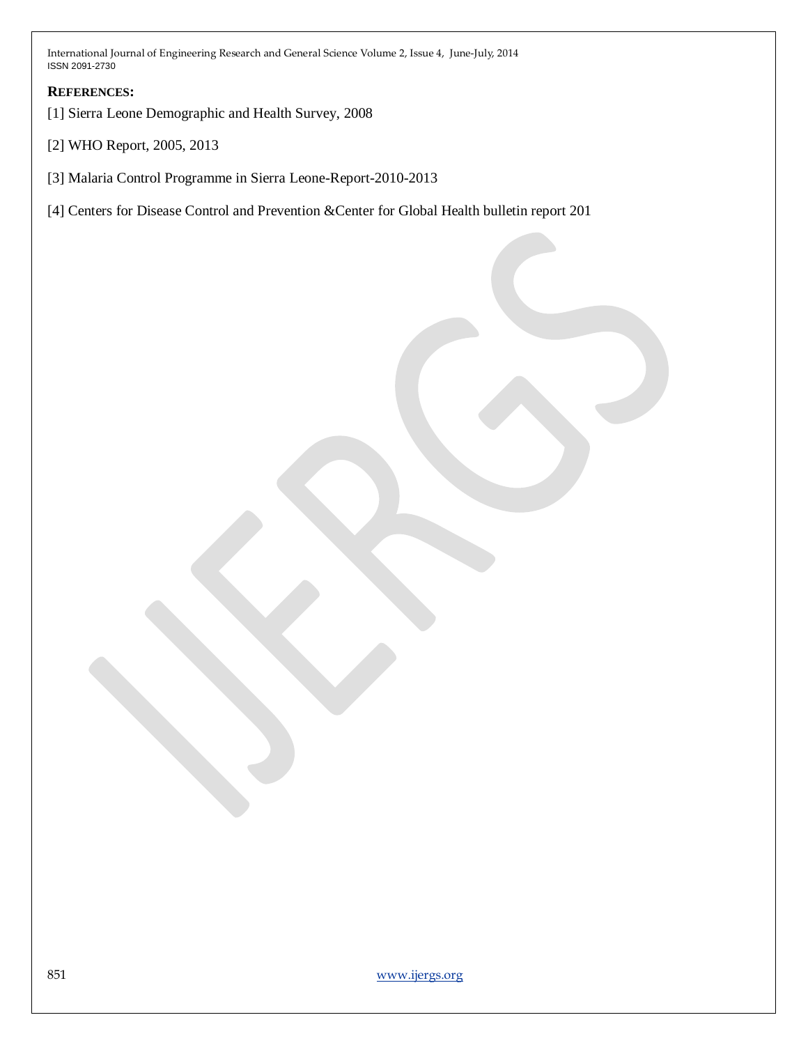**REFERENCES:**

[1] Sierra Leone Demographic and Health Survey, 2008

[2] WHO Report, 2005, 2013

[3] Malaria Control Programme in Sierra Leone-Report-2010-2013

[4] Centers for Disease Control and Prevention &Center for Global Health bulletin report 201